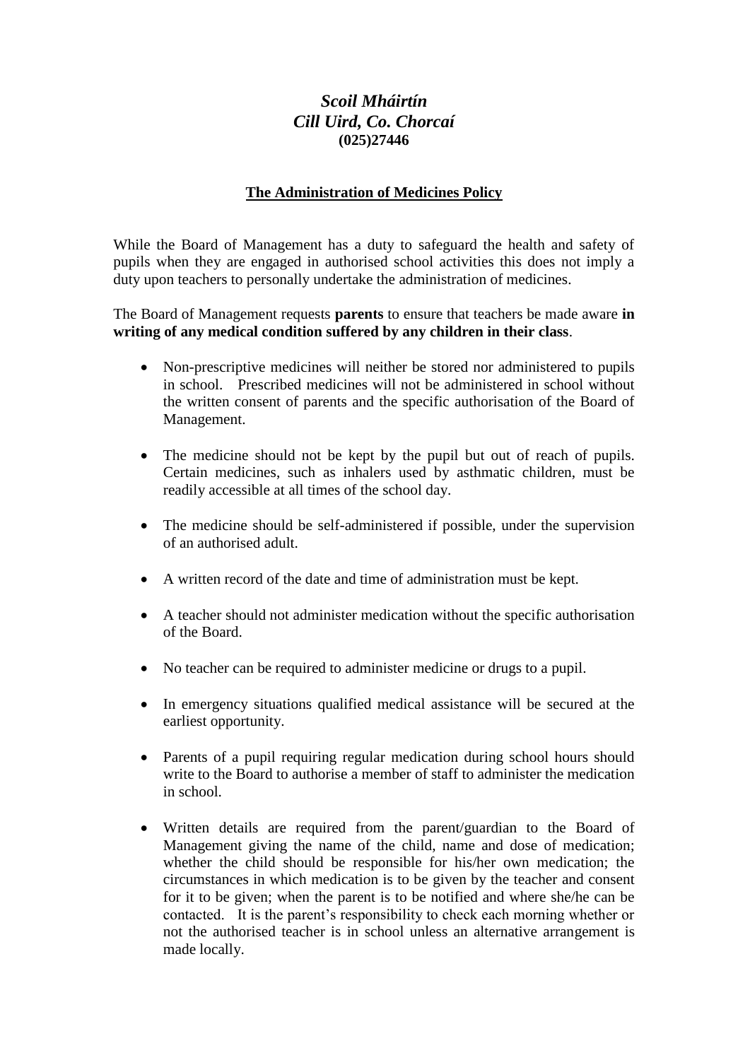***Scoil Mháirtín***
***Cill Uird, Co. Chorcaí***
**(025)27446**

## The Administration of Medicines Policy

While the Board of Management has a duty to safeguard the health and safety of pupils when they are engaged in authorised school activities this does not imply a duty upon teachers to personally undertake the administration of medicines.

The Board of Management requests **parents** to ensure that teachers be made aware **in writing of any medical condition suffered by any children in their class**.

- Non-prescriptive medicines will neither be stored nor administered to pupils in school. Prescribed medicines will not be administered in school without the written consent of parents and the specific authorisation of the Board of Management.

- The medicine should not be kept by the pupil but out of reach of pupils. Certain medicines, such as inhalers used by asthmatic children, must be readily accessible at all times of the school day.

- The medicine should be self-administered if possible, under the supervision of an authorised adult.

- A written record of the date and time of administration must be kept.

- A teacher should not administer medication without the specific authorisation of the Board.

- No teacher can be required to administer medicine or drugs to a pupil.

- In emergency situations qualified medical assistance will be secured at the earliest opportunity.

- Parents of a pupil requiring regular medication during school hours should write to the Board to authorise a member of staff to administer the medication in school.

- Written details are required from the parent/guardian to the Board of Management giving the name of the child, name and dose of medication; whether the child should be responsible for his/her own medication; the circumstances in which medication is to be given by the teacher and consent for it to be given; when the parent is to be notified and where she/he can be contacted. It is the parent's responsibility to check each morning whether or not the authorised teacher is in school unless an alternative arrangement is made locally.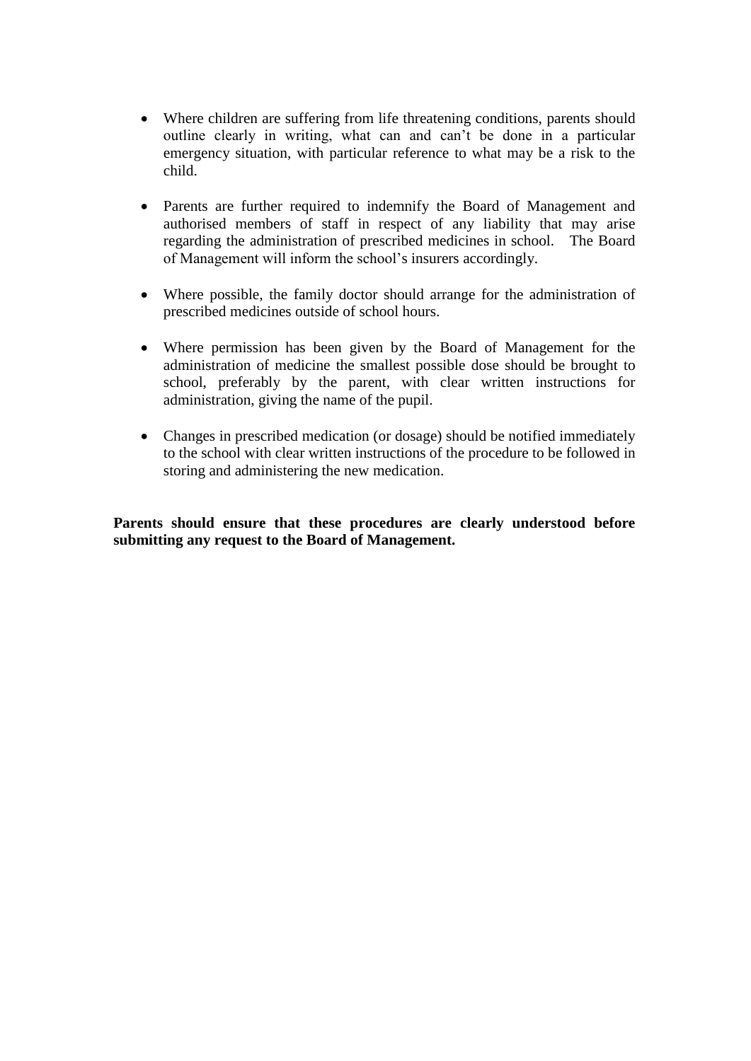- Where children are suffering from life threatening conditions, parents should outline clearly in writing, what can and can't be done in a particular emergency situation, with particular reference to what may be a risk to the child.

- Parents are further required to indemnify the Board of Management and authorised members of staff in respect of any liability that may arise regarding the administration of prescribed medicines in school. The Board of Management will inform the school's insurers accordingly.

- Where possible, the family doctor should arrange for the administration of prescribed medicines outside of school hours.

- Where permission has been given by the Board of Management for the administration of medicine the smallest possible dose should be brought to school, preferably by the parent, with clear written instructions for administration, giving the name of the pupil.

- Changes in prescribed medication (or dosage) should be notified immediately to the school with clear written instructions of the procedure to be followed in storing and administering the new medication.

**Parents should ensure that these procedures are clearly understood before submitting any request to the Board of Management.**